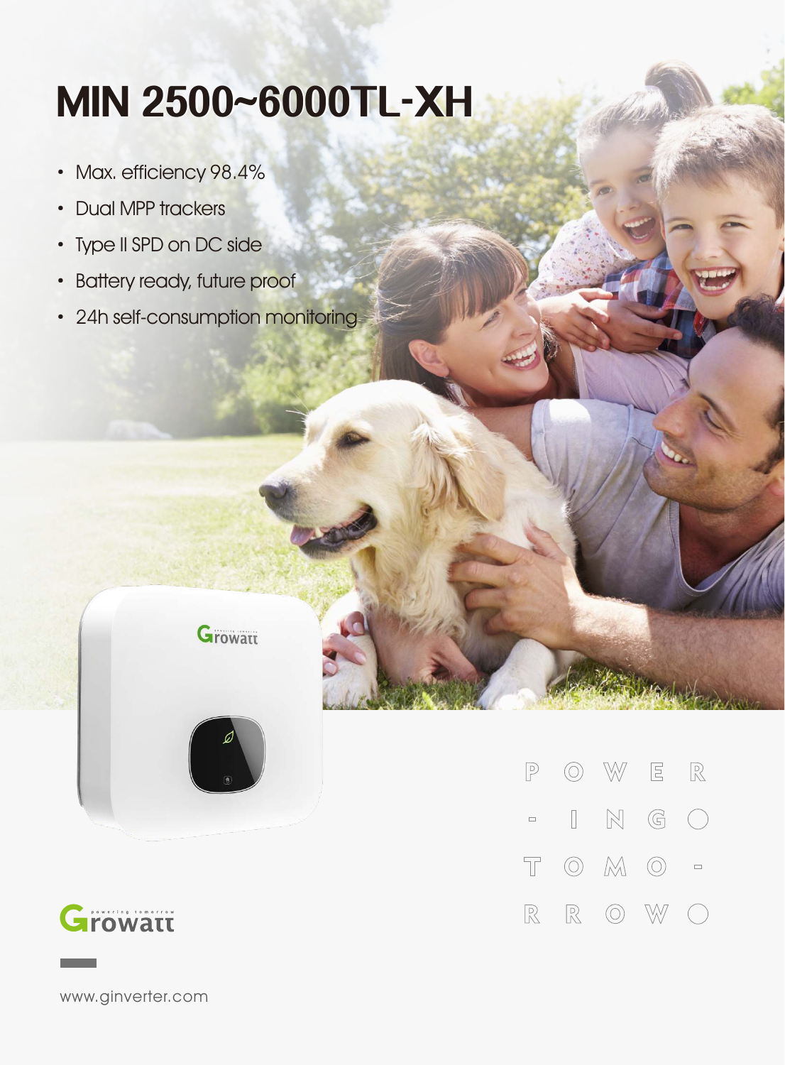# MIN 2500~6000TL-XH

- Max. efficiency 98.4%
- Dual MPP trackers
- Type II SPD on DC side
- Battery ready, future proof
- 24h self-consumption monitoring

POWER-INGO TOMO-RROWO

Growatt

www.ginverter.com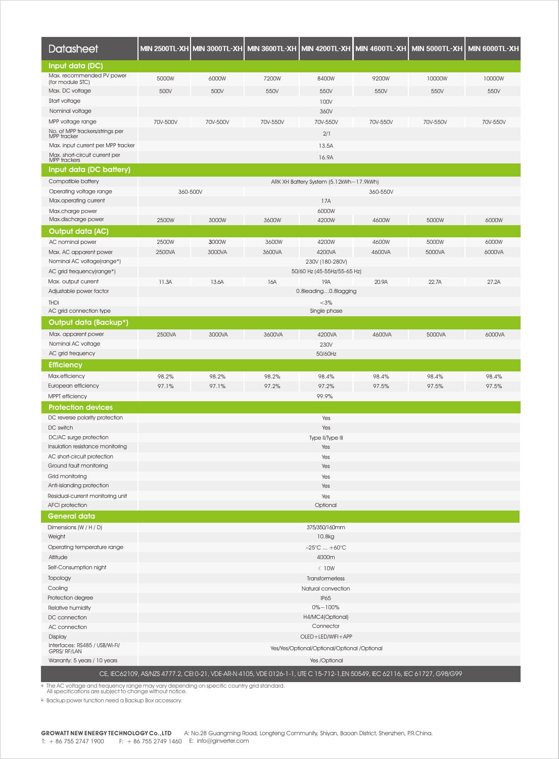| Datasheet | MIN 2500TL-XH | MIN 3000TL-XH | MIN 3600TL-XH | MIN 4200TL-XH | MIN 4600TL-XH | MIN 5000TL-XH | MIN 6000TL-XH |
|---|---|---|---|---|---|---|---|
| **Input data (DC)** | | | | | | | |
| Max. recommended PV power (for module STC) | 5000W | 6000W | 7200W | 8400W | 9200W | 10000W | 10000W |
| Max. DC voltage | 500V | 500V | 550V | 550V | 550V | 550V | 550V |
| Start voltage | 100V | | | | | | |
| Nominal voltage | 360V | | | | | | |
| MPP voltage range | 70V-500V | 70V-500V | 70V-550V | 70V-550V | 70V-550V | 70V-550V | 70V-550V |
| No. of MPP trackers/strings per MPP tracker | 2/1 | | | | | | |
| Max. input current per MPP tracker | 13.5A | | | | | | |
| Max. short-circuit current per MPP trackers | 16.9A | | | | | | |
| **Input data (DC battery)** | | | | | | | |
| Compatible battery | ARK XH Battery System (5.12kWh—17.9kWh) | | | | | | |
| Operating voltage range | 360-500V | | 360-550V | | | | |
| Max.operating current | 17A | | | | | | |
| Max.charge power | 6000W | | | | | | |
| Max.discharge power | 2500W | 3000W | 3600W | 4200W | 4600W | 5000W | 6000W |
| **Output data (AC)** | | | | | | | |
| AC nominal power | 2500W | 3000W | 3600W | 4200W | 4600W | 5000W | 6000W |
| Max. AC apparent power | 2500VA | 3000VA | 3600VA | 4200VA | 4600VA | 5000VA | 6000VA |
| Nominal AC voltage(range*) | 230V (180-280V) | | | | | | |
| AC grid frequency(range*) | 50/60 Hz (45-55Hz/55-65 Hz) | | | | | | |
| Max. output current | 11.3A | 13.6A | 16A | 19A | 20.9A | 22.7A | 27.2A |
| Adjustable power factor | 0.8leading…0.8lagging | | | | | | |
| THDi | <3% | | | | | | |
| AC grid connection type | Single phase | | | | | | |
| **Output data (Backup*)** | | | | | | | |
| Max. apparent power | 2500VA | 3000VA | 3600VA | 4200VA | 4600VA | 5000VA | 6000VA |
| Nominal AC voltage | 230V | | | | | | |
| AC grid frequency | 50/60Hz | | | | | | |
| **Efficiency** | | | | | | | |
| Max.efficiency | 98.2% | 98.2% | 98.2% | 98.4% | 98.4% | 98.4% | 98.4% |
| European efficiency | 97.1% | 97.1% | 97.2% | 97.2% | 97.5% | 97.5% | 97.5% |
| MPPT efficiency | 99.9% | | | | | | |
| **Protection devices** | | | | | | | |
| DC reverse polarity protection | Yes | | | | | | |
| DC switch | Yes | | | | | | |
| DC/AC surge protection | Type II/Type III | | | | | | |
| Insulation resistance monitoring | Yes | | | | | | |
| AC short-circuit protection | Yes | | | | | | |
| Ground fault monitoring | Yes | | | | | | |
| Grid monitoring | Yes | | | | | | |
| Anti-islanding protection | Yes | | | | | | |
| Residual-current monitoring unit | Yes | | | | | | |
| AFCI protection | Optional | | | | | | |
| **General data** | | | | | | | |
| Dimensions (W / H / D) | 375/350/160mm | | | | | | |
| Weight | 10.8kg | | | | | | |
| Operating temperature range | –25°C ... +60°C | | | | | | |
| Altitude | 4000m | | | | | | |
| Self-Consumption night | < 10W | | | | | | |
| Topology | Transformerless | | | | | | |
| Cooling | Natural convection | | | | | | |
| Protection degree | IP65 | | | | | | |
| Relative humidity | 0%~100% | | | | | | |
| DC connection | H4/MC4(Optional) | | | | | | |
| AC connection | Connector | | | | | | |
| Display | OLED+LED/WIFI+APP | | | | | | |
| Interfaces: RS485 / USB/Wi-Fi/ GPRS/ RF/LAN | Yes/Yes/Optional/Optional/Optional /Optional | | | | | | |
| Warranty: 5 years / 10 years | Yes /Optional | | | | | | |

CE, IEC62109, AS/NZS 4777.2, CEI 0-21, VDE-AR-N 4105, VDE 0126-1-1, UTE C 15-712-1,EN 50549, IEC 62116, IEC 61727, G98/G99

\* The AC voltage and frequency range may vary depending on specific country grid standard.
All specifications are subject to change without notice.

\* Backup power function need a Backup Box accessory.

**GROWATT NEW ENERGY TECHNOLOGY Co.,LTD** A: No.28 Guangming Road, Longteng Community, Shiyan, Baoan District, Shenzhen, P.R.China.
T: + 86 755 2747 1900 F: + 86 755 2749 1460 E: info@ginverter.com